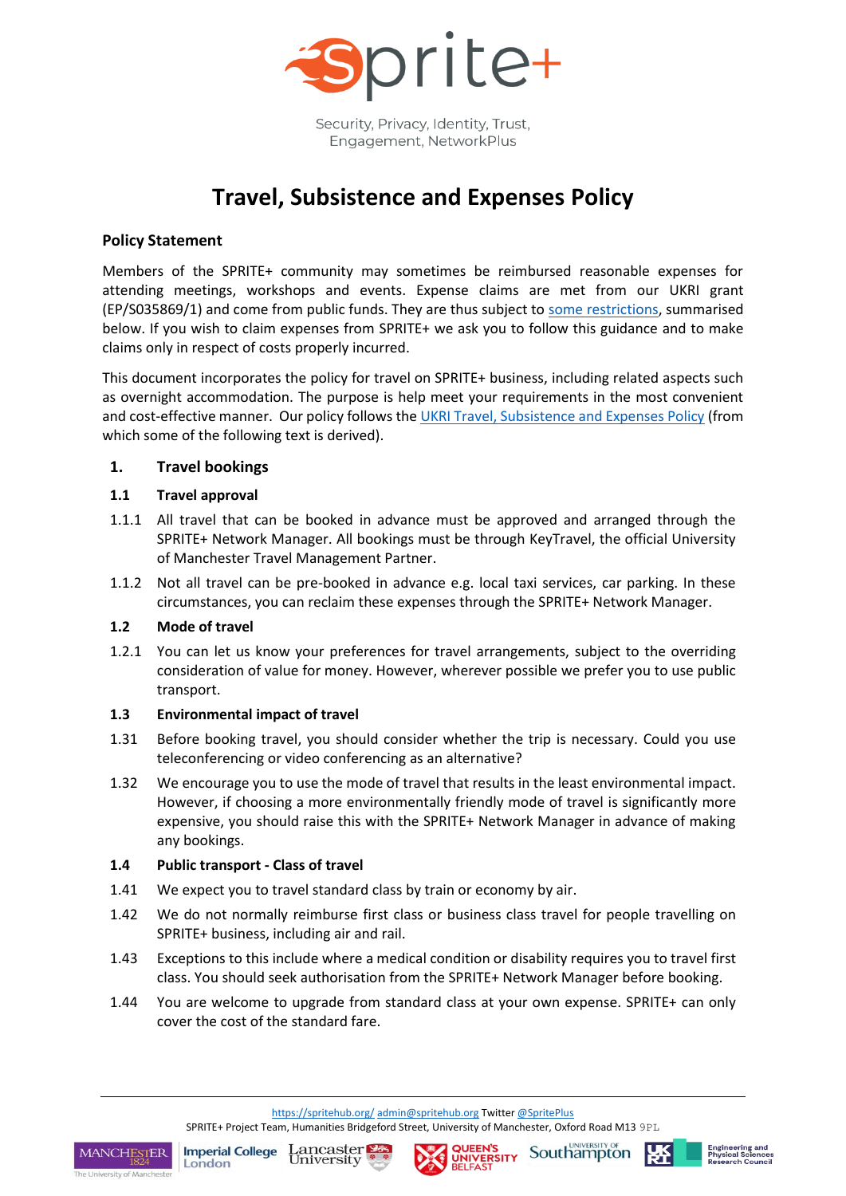Security, Privacy, Identity, Trust, Engagement, NetworkPlus

# Travel, Subsistence and Expenses Policy

## Policy Statement

Members of the SPRITE+ community may sometimes be reimbursed reasonable expenses for attending meetings, workshops and events. Expense claims are met from our UKRI grant (EP/S035869/1) and come from public funds. They are thus subject to some restrictions, summarised below. If you wish to claim expenses from SPRITE+ we ask you to follow this guidance and to make claims only in respect of costs properly incurred.

This document incorporates the policy for travel on SPRITE+ business, including related aspects such as overnight accommodation. The purpose is help meet your requirements in the most convenient and cost-effective manner. Our policy follows the UKRI Travel, Subsistence and Expenses Policy (from which some of the following text is derived).

## 1. Travel bookings

### 1.1 Travel approval

1.1.1 All travel that can be booked in advance must be approved and arranged through the SPRITE+ Network Manager. All bookings must be through KeyTravel, the official University of Manchester Travel Management Partner.

1.1.2 Not all travel can be pre-booked in advance e.g. local taxi services, car parking. In these circumstances, you can reclaim these expenses through the SPRITE+ Network Manager.

### 1.2 Mode of travel

1.2.1 You can let us know your preferences for travel arrangements, subject to the overriding consideration of value for money. However, wherever possible we prefer you to use public transport.

### 1.3 Environmental impact of travel

1.31 Before booking travel, you should consider whether the trip is necessary. Could you use teleconferencing or video conferencing as an alternative?

1.32 We encourage you to use the mode of travel that results in the least environmental impact. However, if choosing a more environmentally friendly mode of travel is significantly more expensive, you should raise this with the SPRITE+ Network Manager in advance of making any bookings.

### 1.4 Public transport - Class of travel

1.41 We expect you to travel standard class by train or economy by air.

1.42 We do not normally reimburse first class or business class travel for people travelling on SPRITE+ business, including air and rail.

1.43 Exceptions to this include where a medical condition or disability requires you to travel first class. You should seek authorisation from the SPRITE+ Network Manager before booking.

1.44 You are welcome to upgrade from standard class at your own expense. SPRITE+ can only cover the cost of the standard fare.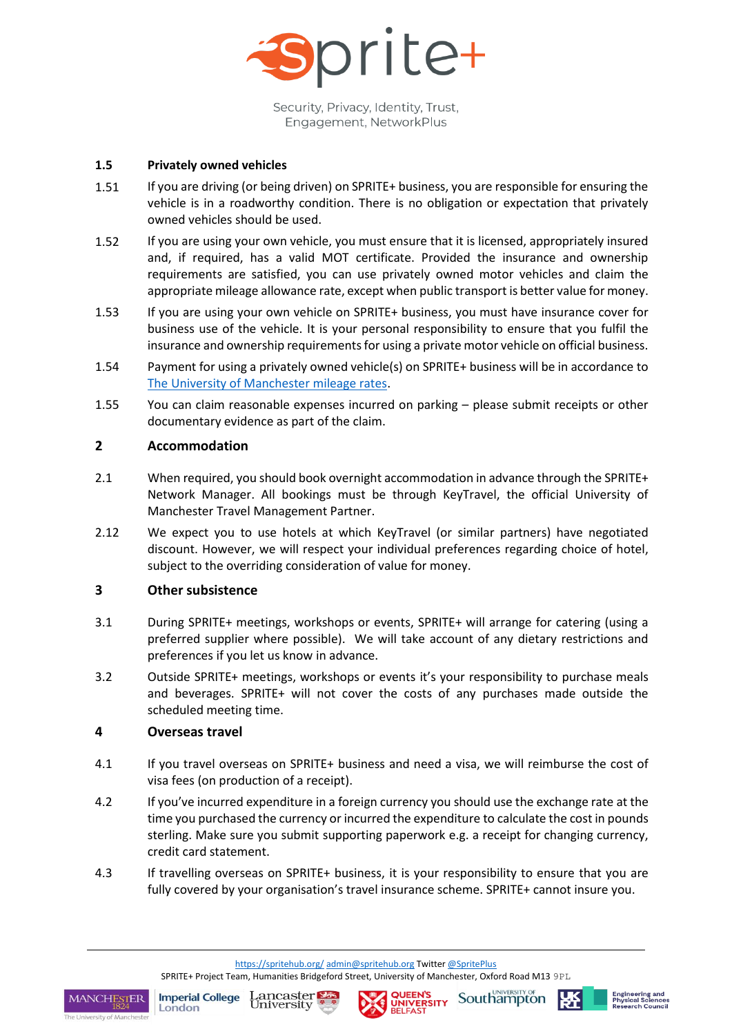### 1.5 Privately owned vehicles

1.51 If you are driving (or being driven) on SPRITE+ business, you are responsible for ensuring the vehicle is in a roadworthy condition. There is no obligation or expectation that privately owned vehicles should be used.

1.52 If you are using your own vehicle, you must ensure that it is licensed, appropriately insured and, if required, has a valid MOT certificate. Provided the insurance and ownership requirements are satisfied, you can use privately owned motor vehicles and claim the appropriate mileage allowance rate, except when public transport is better value for money.

1.53 If you are using your own vehicle on SPRITE+ business, you must have insurance cover for business use of the vehicle. It is your personal responsibility to ensure that you fulfil the insurance and ownership requirements for using a private motor vehicle on official business.

1.54 Payment for using a privately owned vehicle(s) on SPRITE+ business will be in accordance to [The University of Manchester mileage rates](The University of Manchester mileage rates).

1.55 You can claim reasonable expenses incurred on parking – please submit receipts or other documentary evidence as part of the claim.

## 2 Accommodation

2.1 When required, you should book overnight accommodation in advance through the SPRITE+ Network Manager. All bookings must be through KeyTravel, the official University of Manchester Travel Management Partner.

2.12 We expect you to use hotels at which KeyTravel (or similar partners) have negotiated discount. However, we will respect your individual preferences regarding choice of hotel, subject to the overriding consideration of value for money.

## 3 Other subsistence

3.1 During SPRITE+ meetings, workshops or events, SPRITE+ will arrange for catering (using a preferred supplier where possible). We will take account of any dietary restrictions and preferences if you let us know in advance.

3.2 Outside SPRITE+ meetings, workshops or events it's your responsibility to purchase meals and beverages. SPRITE+ will not cover the costs of any purchases made outside the scheduled meeting time.

## 4 Overseas travel

4.1 If you travel overseas on SPRITE+ business and need a visa, we will reimburse the cost of visa fees (on production of a receipt).

4.2 If you've incurred expenditure in a foreign currency you should use the exchange rate at the time you purchased the currency or incurred the expenditure to calculate the cost in pounds sterling. Make sure you submit supporting paperwork e.g. a receipt for changing currency, credit card statement.

4.3 If travelling overseas on SPRITE+ business, it is your responsibility to ensure that you are fully covered by your organisation's travel insurance scheme. SPRITE+ cannot insure you.